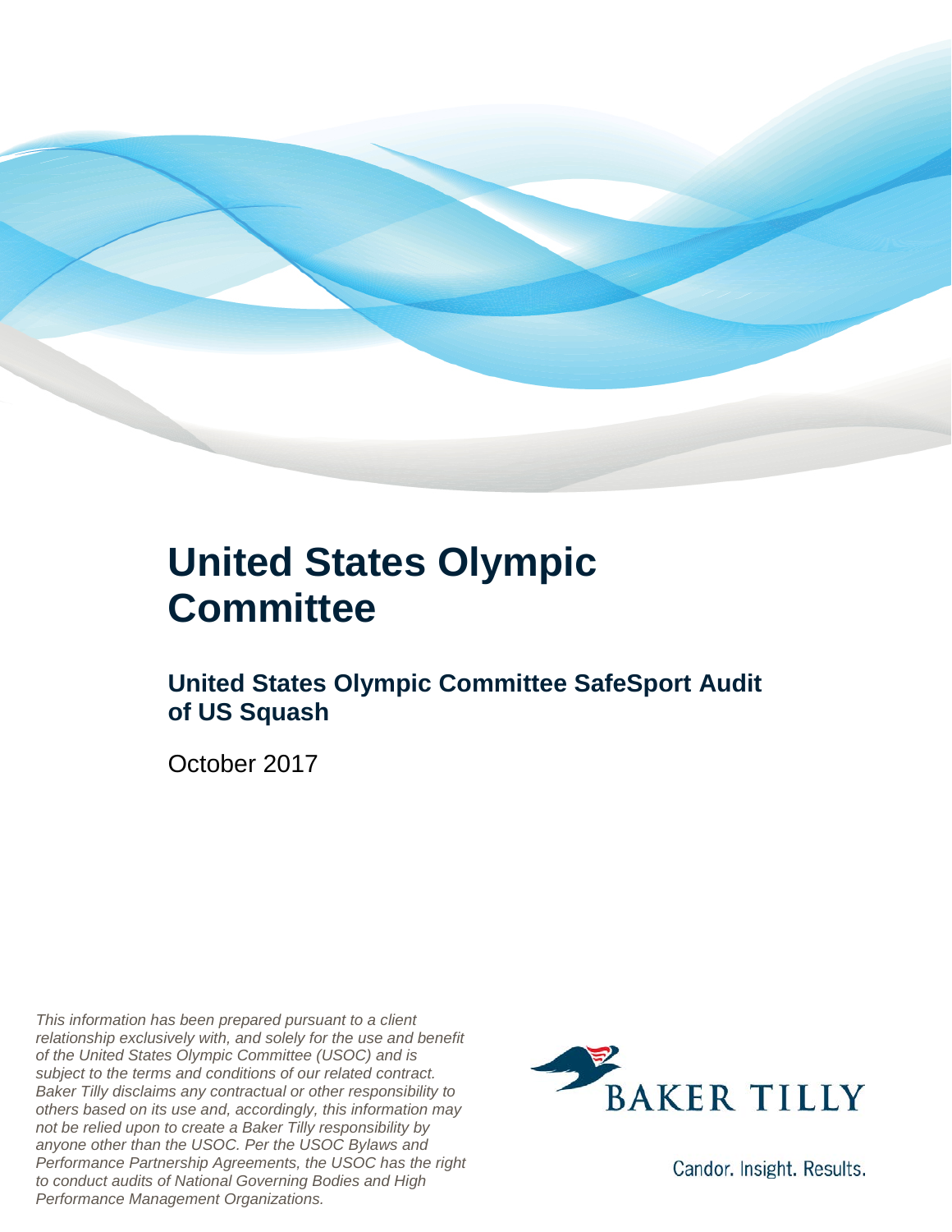# United States Olympic Committee

## United States Olympic Committee SafeSport Audit of US Squash

October 2017

*This information has been prepared pursuant to a client relationship exclusively with, and solely for the use and benefit of the United States Olympic Committee (USOC) and is subject to the terms and conditions of our related contract. Baker Tilly disclaims any contractual or other responsibility to others based on its use and, accordingly, this information may not be relied upon to create a Baker Tilly responsibility by anyone other than the USOC. Per the USOC Bylaws and Performance Partnership Agreements, the USOC has the right to conduct audits of National Governing Bodies and High Performance Management Organizations.*

BAKER TILLY

Candor. Insight. Results.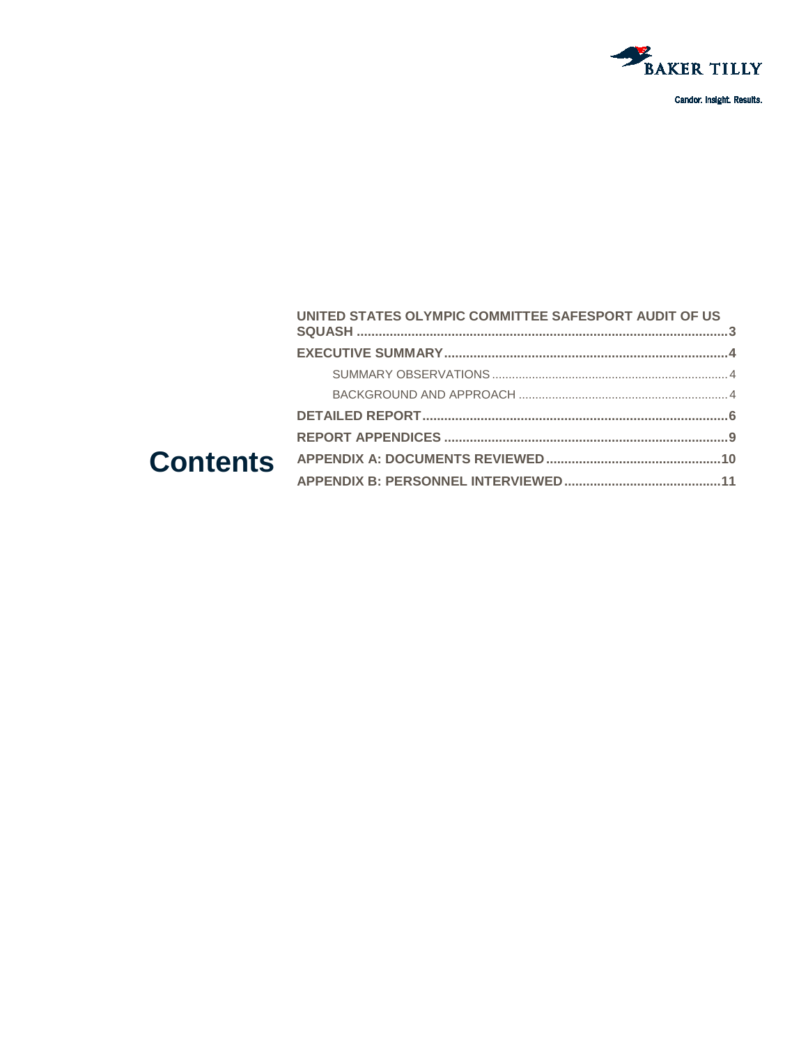BAKER TILLY

Candor. Insight. Results.

# Contents

- **UNITED STATES OLYMPIC COMMITTEE SAFESPORT AUDIT OF US SQUASH** ..... 3
- **EXECUTIVE SUMMARY** ..... 4
  - SUMMARY OBSERVATIONS ..... 4
  - BACKGROUND AND APPROACH ..... 4
- **DETAILED REPORT** ..... 6
- **REPORT APPENDICES** ..... 9
- **APPENDIX A: DOCUMENTS REVIEWED** ..... 10
- **APPENDIX B: PERSONNEL INTERVIEWED** ..... 11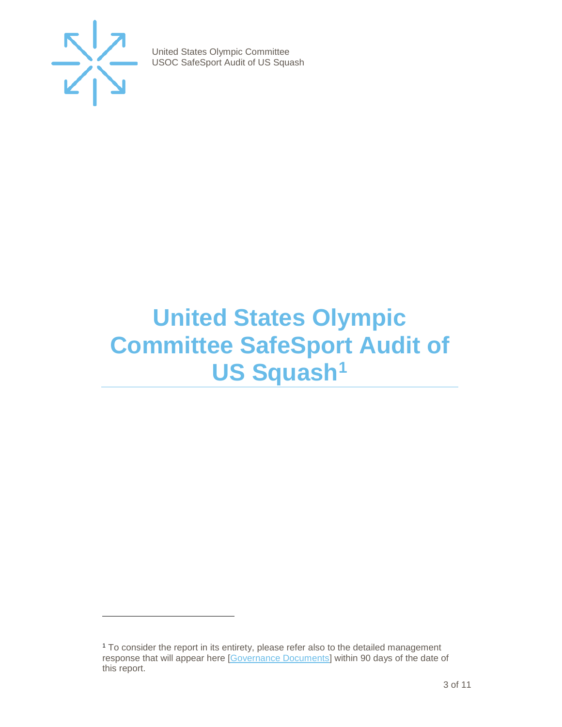# United States Olympic Committee SafeSport Audit of US Squash[1]

[1] To consider the report in its entirety, please refer also to the detailed management response that will appear here [Governance Documents] within 90 days of the date of this report.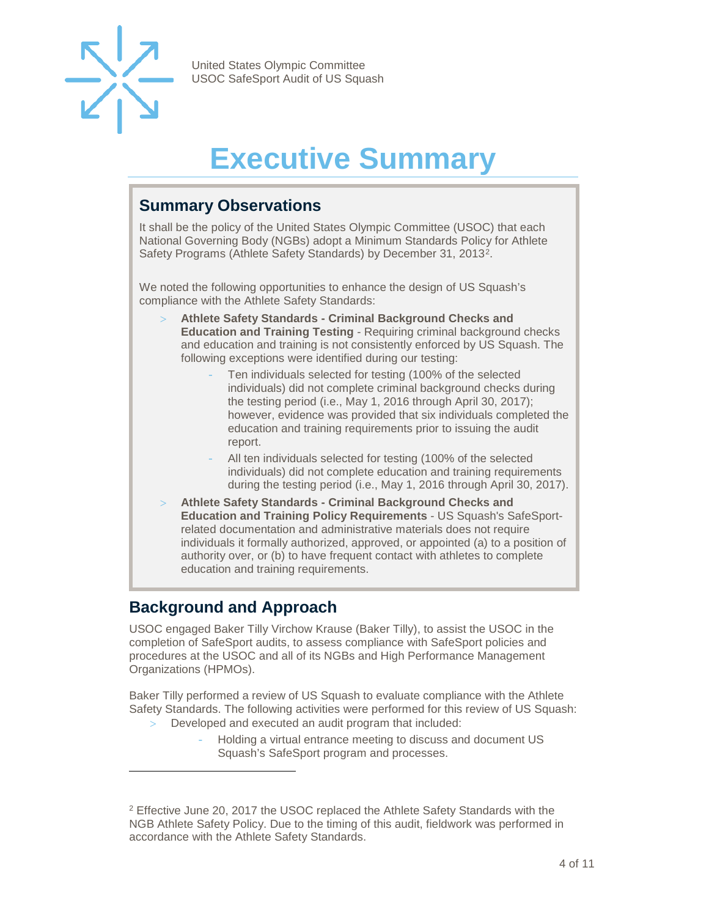# Executive Summary

## Summary Observations

It shall be the policy of the United States Olympic Committee (USOC) that each National Governing Body (NGBs) adopt a Minimum Standards Policy for Athlete Safety Programs (Athlete Safety Standards) by December 31, 2013[2].

We noted the following opportunities to enhance the design of US Squash's compliance with the Athlete Safety Standards:

- **Athlete Safety Standards - Criminal Background Checks and Education and Training Testing** - Requiring criminal background checks and education and training is not consistently enforced by US Squash. The following exceptions were identified during our testing:
  - Ten individuals selected for testing (100% of the selected individuals) did not complete criminal background checks during the testing period (i.e., May 1, 2016 through April 30, 2017); however, evidence was provided that six individuals completed the education and training requirements prior to issuing the audit report.
  - All ten individuals selected for testing (100% of the selected individuals) did not complete education and training requirements during the testing period (i.e., May 1, 2016 through April 30, 2017).
- **Athlete Safety Standards - Criminal Background Checks and Education and Training Policy Requirements** - US Squash's SafeSport-related documentation and administrative materials does not require individuals it formally authorized, approved, or appointed (a) to a position of authority over, or (b) to have frequent contact with athletes to complete education and training requirements.

## Background and Approach

USOC engaged Baker Tilly Virchow Krause (Baker Tilly), to assist the USOC in the completion of SafeSport audits, to assess compliance with SafeSport policies and procedures at the USOC and all of its NGBs and High Performance Management Organizations (HPMOs).

Baker Tilly performed a review of US Squash to evaluate compliance with the Athlete Safety Standards. The following activities were performed for this review of US Squash:

- Developed and executed an audit program that included:
  - Holding a virtual entrance meeting to discuss and document US Squash's SafeSport program and processes.

---

[2] Effective June 20, 2017 the USOC replaced the Athlete Safety Standards with the NGB Athlete Safety Policy. Due to the timing of this audit, fieldwork was performed in accordance with the Athlete Safety Standards.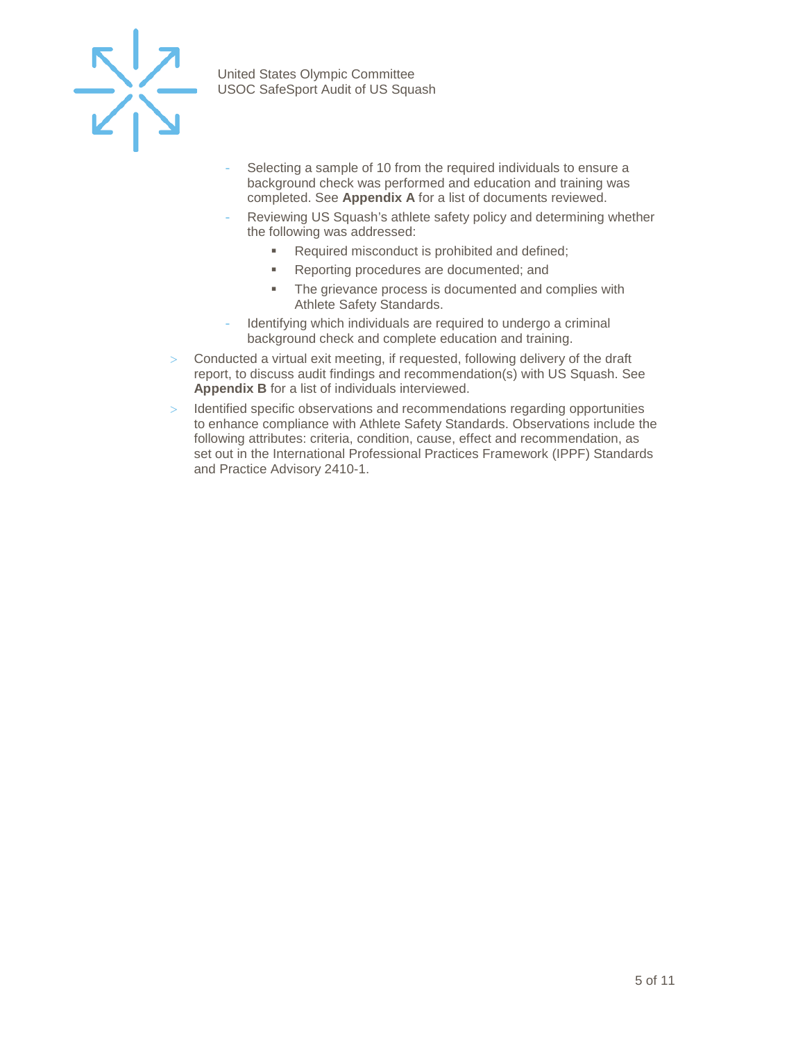- Selecting a sample of 10 from the required individuals to ensure a background check was performed and education and training was completed. See **Appendix A** for a list of documents reviewed.
  - Reviewing US Squash's athlete safety policy and determining whether the following was addressed:
    - Required misconduct is prohibited and defined;
    - Reporting procedures are documented; and
    - The grievance process is documented and complies with Athlete Safety Standards.
  - Identifying which individuals are required to undergo a criminal background check and complete education and training.
- Conducted a virtual exit meeting, if requested, following delivery of the draft report, to discuss audit findings and recommendation(s) with US Squash. See **Appendix B** for a list of individuals interviewed.
- Identified specific observations and recommendations regarding opportunities to enhance compliance with Athlete Safety Standards. Observations include the following attributes: criteria, condition, cause, effect and recommendation, as set out in the International Professional Practices Framework (IPPF) Standards and Practice Advisory 2410-1.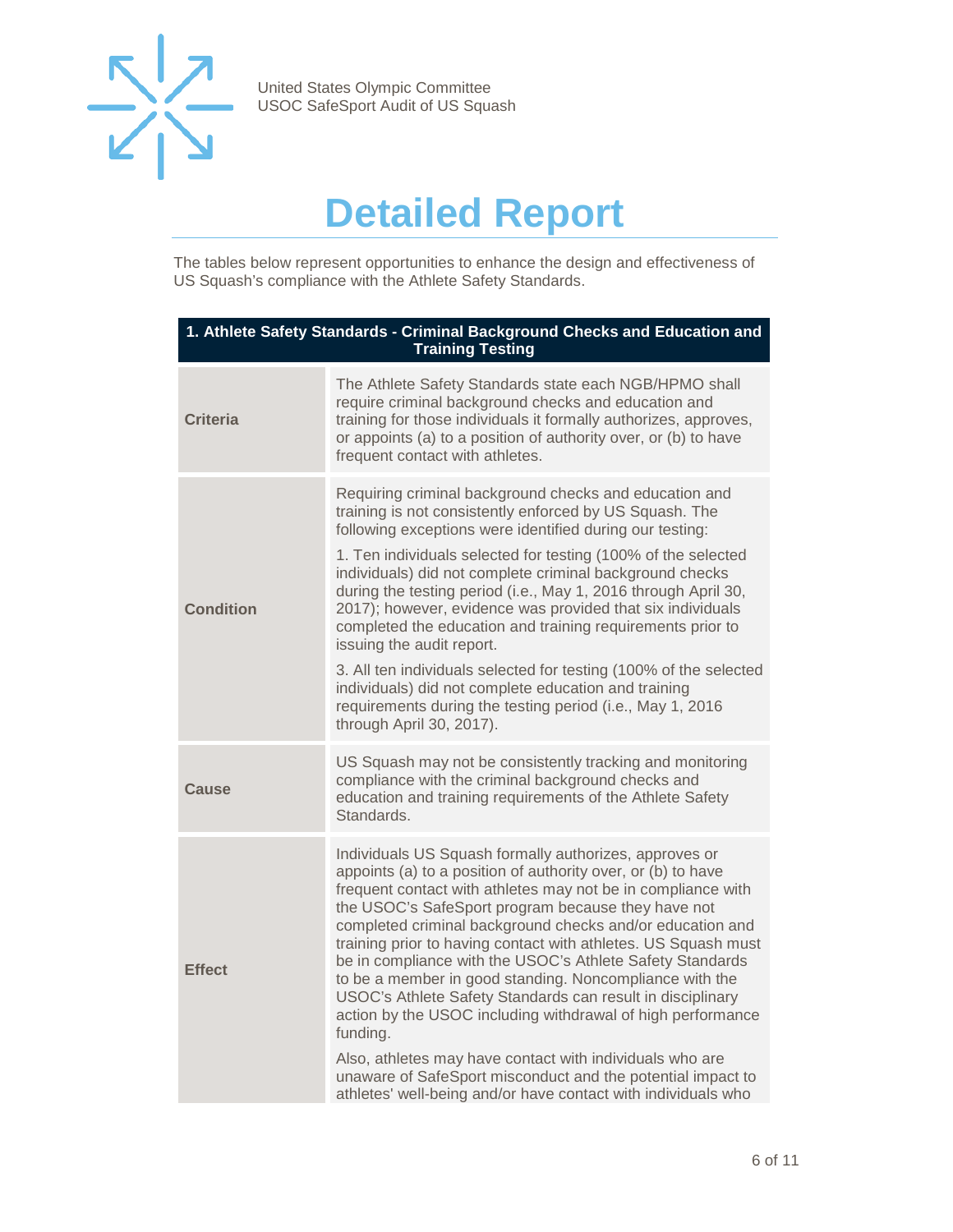# Detailed Report

The tables below represent opportunities to enhance the design and effectiveness of US Squash's compliance with the Athlete Safety Standards.

| 1. Athlete Safety Standards - Criminal Background Checks and Education and Training Testing | |
|---|---|
| **Criteria** | The Athlete Safety Standards state each NGB/HPMO shall require criminal background checks and education and training for those individuals it formally authorizes, approves, or appoints (a) to a position of authority over, or (b) to have frequent contact with athletes. |
| **Condition** | Requiring criminal background checks and education and training is not consistently enforced by US Squash. The following exceptions were identified during our testing:<br><br>1. Ten individuals selected for testing (100% of the selected individuals) did not complete criminal background checks during the testing period (i.e., May 1, 2016 through April 30, 2017); however, evidence was provided that six individuals completed the education and training requirements prior to issuing the audit report.<br><br>3. All ten individuals selected for testing (100% of the selected individuals) did not complete education and training requirements during the testing period (i.e., May 1, 2016 through April 30, 2017). |
| **Cause** | US Squash may not be consistently tracking and monitoring compliance with the criminal background checks and education and training requirements of the Athlete Safety Standards. |
| **Effect** | Individuals US Squash formally authorizes, approves or appoints (a) to a position of authority over, or (b) to have frequent contact with athletes may not be in compliance with the USOC's SafeSport program because they have not completed criminal background checks and/or education and training prior to having contact with athletes. US Squash must be in compliance with the USOC's Athlete Safety Standards to be a member in good standing. Noncompliance with the USOC's Athlete Safety Standards can result in disciplinary action by the USOC including withdrawal of high performance funding.<br><br>Also, athletes may have contact with individuals who are unaware of SafeSport misconduct and the potential impact to athletes' well-being and/or have contact with individuals who |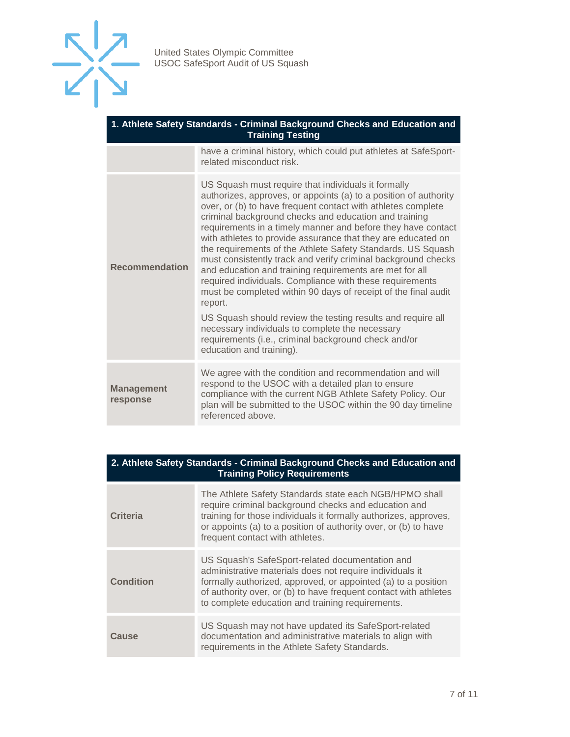| 1. Athlete Safety Standards - Criminal Background Checks and Education and Training Testing | |
|---|---|
| | have a criminal history, which could put athletes at SafeSport-related misconduct risk. |
| **Recommendation** | US Squash must require that individuals it formally authorizes, approves, or appoints (a) to a position of authority over, or (b) to have frequent contact with athletes complete criminal background checks and education and training requirements in a timely manner and before they have contact with athletes to provide assurance that they are educated on the requirements of the Athlete Safety Standards. US Squash must consistently track and verify criminal background checks and education and training requirements are met for all required individuals. Compliance with these requirements must be completed within 90 days of receipt of the final audit report.<br><br>US Squash should review the testing results and require all necessary individuals to complete the necessary requirements (i.e., criminal background check and/or education and training). |
| **Management response** | We agree with the condition and recommendation and will respond to the USOC with a detailed plan to ensure compliance with the current NGB Athlete Safety Policy. Our plan will be submitted to the USOC within the 90 day timeline referenced above. |

| 2. Athlete Safety Standards - Criminal Background Checks and Education and Training Policy Requirements | |
|---|---|
| **Criteria** | The Athlete Safety Standards state each NGB/HPMO shall require criminal background checks and education and training for those individuals it formally authorizes, approves, or appoints (a) to a position of authority over, or (b) to have frequent contact with athletes. |
| **Condition** | US Squash's SafeSport-related documentation and administrative materials does not require individuals it formally authorized, approved, or appointed (a) to a position of authority over, or (b) to have frequent contact with athletes to complete education and training requirements. |
| **Cause** | US Squash may not have updated its SafeSport-related documentation and administrative materials to align with requirements in the Athlete Safety Standards. |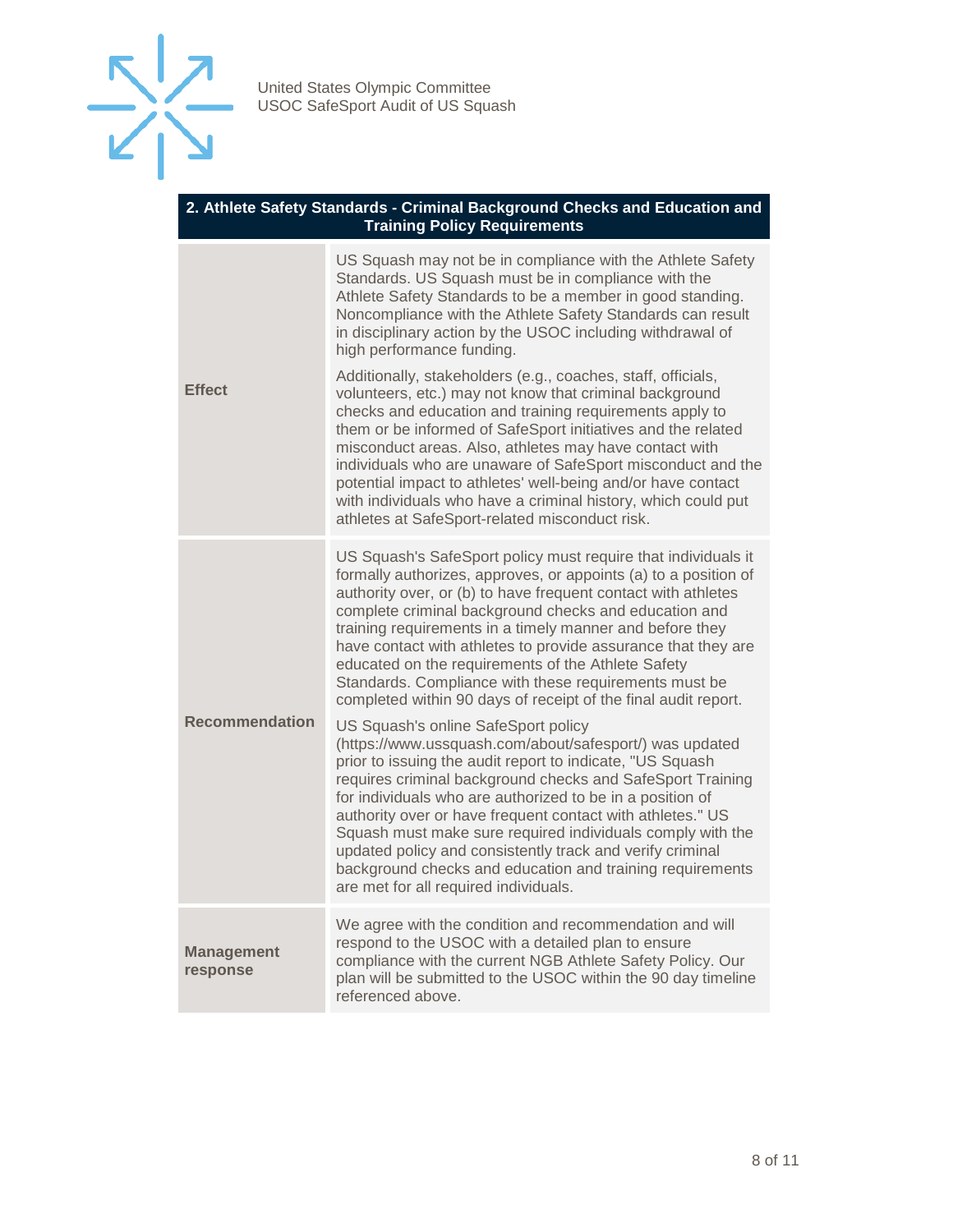| 2. Athlete Safety Standards - Criminal Background Checks and Education and Training Policy Requirements | |
|---|---|
| **Effect** | US Squash may not be in compliance with the Athlete Safety Standards. US Squash must be in compliance with the Athlete Safety Standards to be a member in good standing. Noncompliance with the Athlete Safety Standards can result in disciplinary action by the USOC including withdrawal of high performance funding.<br><br>Additionally, stakeholders (e.g., coaches, staff, officials, volunteers, etc.) may not know that criminal background checks and education and training requirements apply to them or be informed of SafeSport initiatives and the related misconduct areas. Also, athletes may have contact with individuals who are unaware of SafeSport misconduct and the potential impact to athletes' well-being and/or have contact with individuals who have a criminal history, which could put athletes at SafeSport-related misconduct risk. |
| **Recommendation** | US Squash's SafeSport policy must require that individuals it formally authorizes, approves, or appoints (a) to a position of authority over, or (b) to have frequent contact with athletes complete criminal background checks and education and training requirements in a timely manner and before they have contact with athletes to provide assurance that they are educated on the requirements of the Athlete Safety Standards. Compliance with these requirements must be completed within 90 days of receipt of the final audit report.<br><br>US Squash's online SafeSport policy (https://www.ussquash.com/about/safesport/) was updated prior to issuing the audit report to indicate, "US Squash requires criminal background checks and SafeSport Training for individuals who are authorized to be in a position of authority over or have frequent contact with athletes." US Squash must make sure required individuals comply with the updated policy and consistently track and verify criminal background checks and education and training requirements are met for all required individuals. |
| **Management response** | We agree with the condition and recommendation and will respond to the USOC with a detailed plan to ensure compliance with the current NGB Athlete Safety Policy. Our plan will be submitted to the USOC within the 90 day timeline referenced above. |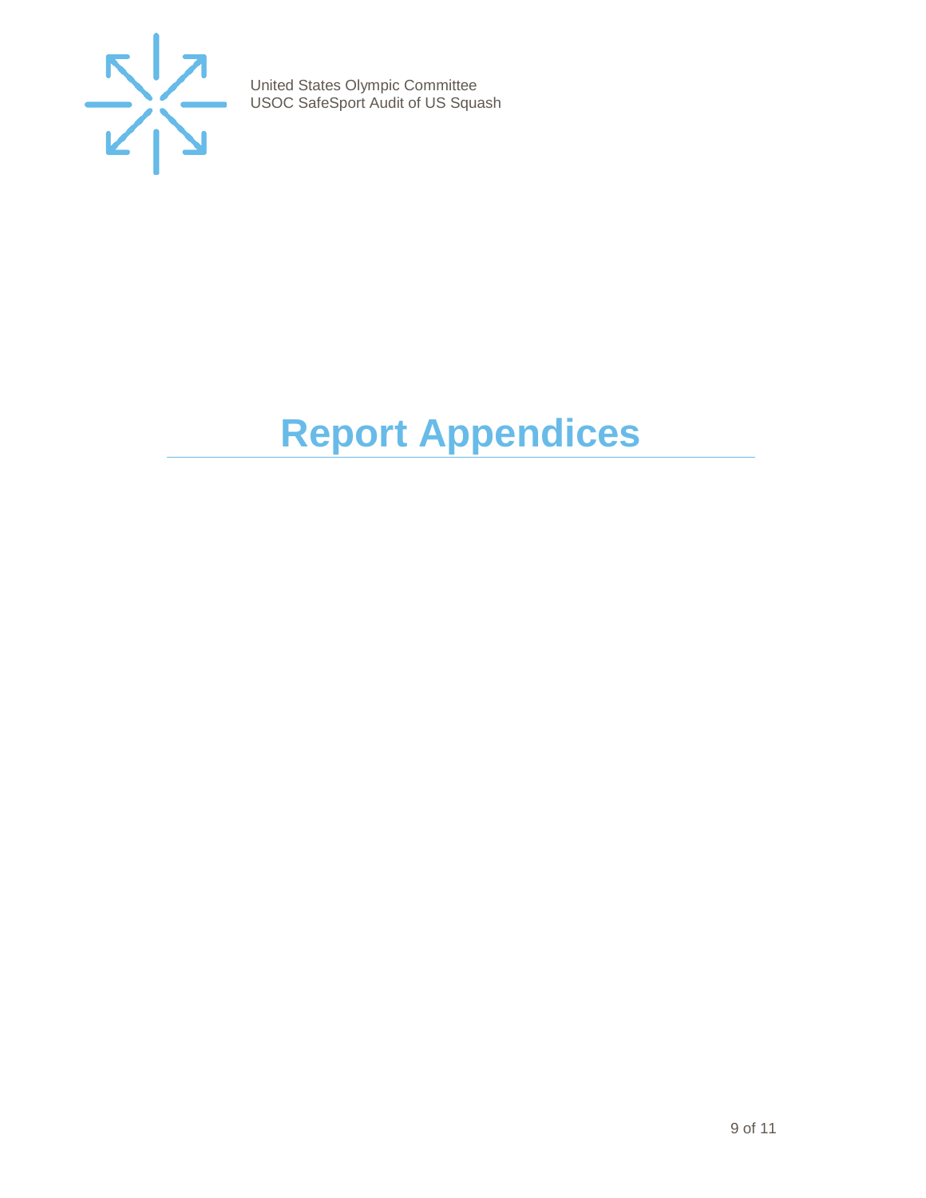# Report Appendices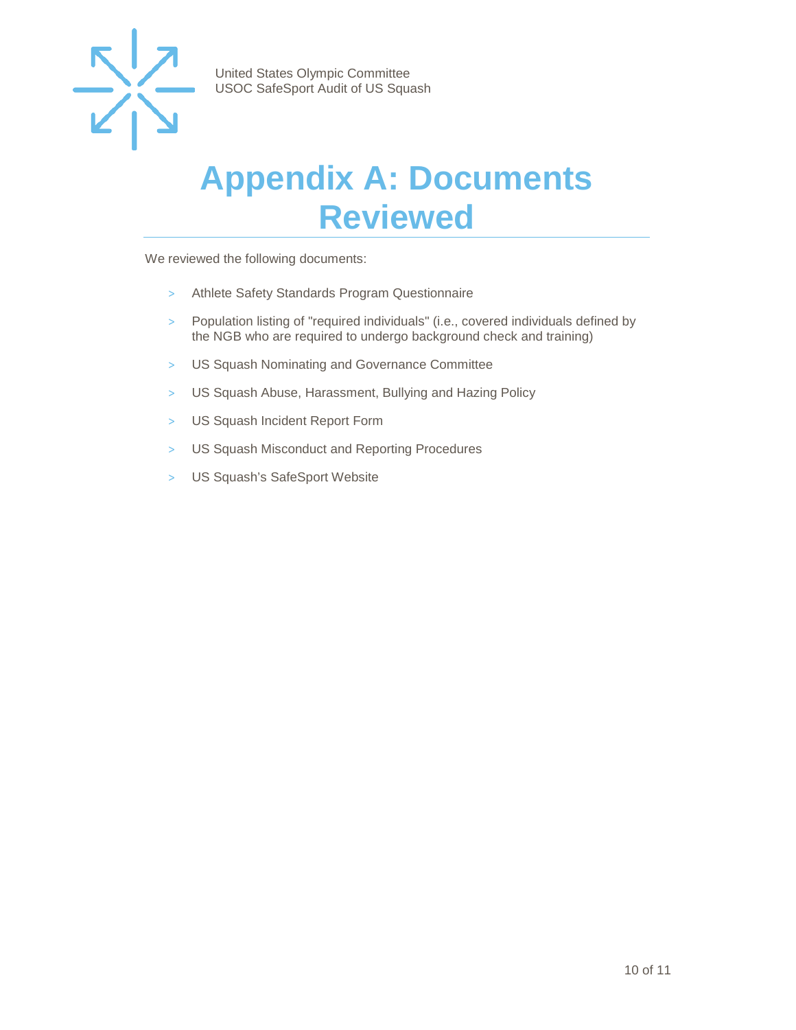# Appendix A: Documents Reviewed

We reviewed the following documents:

- Athlete Safety Standards Program Questionnaire
- Population listing of "required individuals" (i.e., covered individuals defined by the NGB who are required to undergo background check and training)
- US Squash Nominating and Governance Committee
- US Squash Abuse, Harassment, Bullying and Hazing Policy
- US Squash Incident Report Form
- US Squash Misconduct and Reporting Procedures
- US Squash's SafeSport Website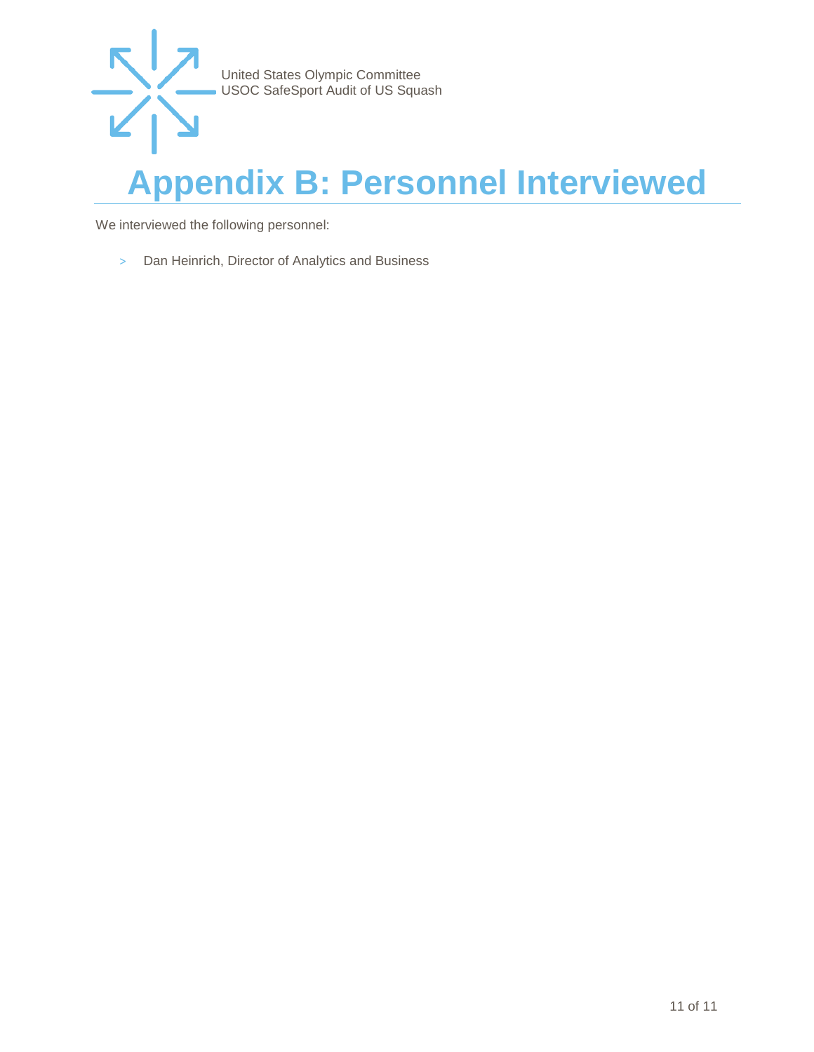# Appendix B: Personnel Interviewed

We interviewed the following personnel:

- Dan Heinrich, Director of Analytics and Business